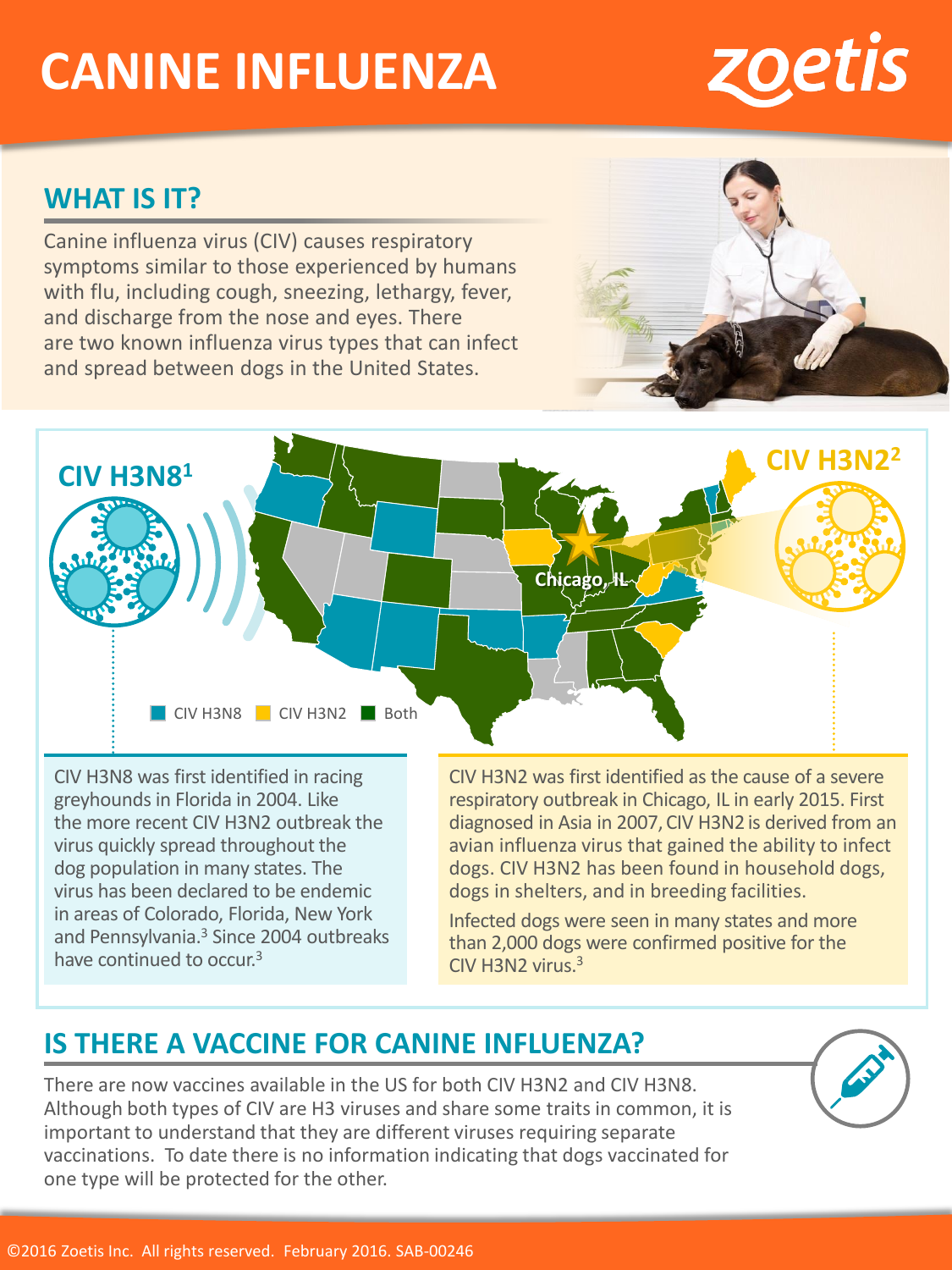# CANINE INFLUENZA

zoetis

## WHAT IS IT?

Canine influenza virus (CIV) causes respiratory symptoms similar to those experienced by humans with flu, including cough, sneezing, lethargy, fever, and discharge from the nose and eyes. There are two known influenza virus types that can infect and spread between dogs in the United States.

## CIV H3N8[1]

## CIV H3N2[2]

Chicago, IL

CIV H3N8 | CIV H3N2 | Both

CIV H3N8 was first identified in racing greyhounds in Florida in 2004. Like the more recent CIV H3N2 outbreak the virus quickly spread throughout the dog population in many states. The virus has been declared to be endemic in areas of Colorado, Florida, New York and Pennsylvania.[3] Since 2004 outbreaks have continued to occur.[3]

CIV H3N2 was first identified as the cause of a severe respiratory outbreak in Chicago, IL in early 2015. First diagnosed in Asia in 2007, CIV H3N2 is derived from an avian influenza virus that gained the ability to infect dogs. CIV H3N2 has been found in household dogs, dogs in shelters, and in breeding facilities.

Infected dogs were seen in many states and more than 2,000 dogs were confirmed positive for the CIV H3N2 virus.[3]

## IS THERE A VACCINE FOR CANINE INFLUENZA?

There are now vaccines available in the US for both CIV H3N2 and CIV H3N8. Although both types of CIV are H3 viruses and share some traits in common, it is important to understand that they are different viruses requiring separate vaccinations. To date there is no information indicating that dogs vaccinated for one type will be protected for the other.

©2016 Zoetis Inc. All rights reserved. February 2016. SAB-00246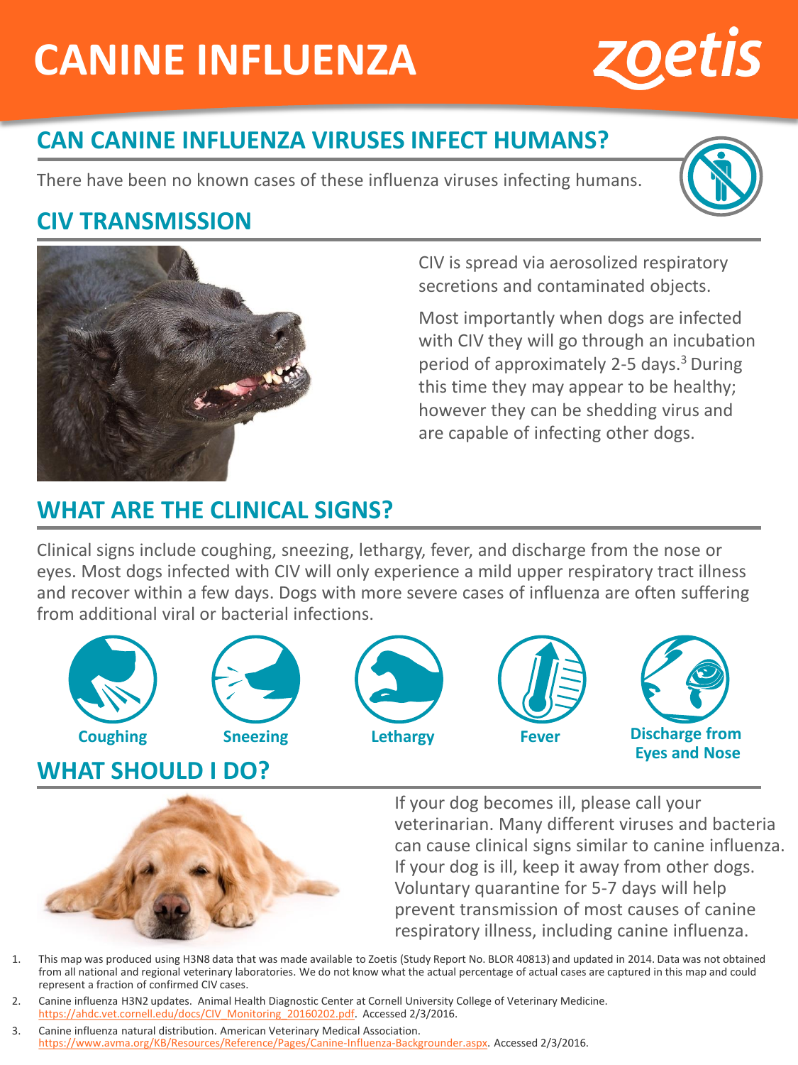# CANINE INFLUENZA

zoetis

## CAN CANINE INFLUENZA VIRUSES INFECT HUMANS?

There have been no known cases of these influenza viruses infecting humans.

## CIV TRANSMISSION

CIV is spread via aerosolized respiratory secretions and contaminated objects.

Most importantly when dogs are infected with CIV they will go through an incubation period of approximately 2-5 days.[3] During this time they may appear to be healthy; however they can be shedding virus and are capable of infecting other dogs.

## WHAT ARE THE CLINICAL SIGNS?

Clinical signs include coughing, sneezing, lethargy, fever, and discharge from the nose or eyes. Most dogs infected with CIV will only experience a mild upper respiratory tract illness and recover within a few days. Dogs with more severe cases of influenza are often suffering from additional viral or bacterial infections.

Coughing

Sneezing

Lethargy

Fever

Discharge from Eyes and Nose

## WHAT SHOULD I DO?

If your dog becomes ill, please call your veterinarian. Many different viruses and bacteria can cause clinical signs similar to canine influenza. If your dog is ill, keep it away from other dogs. Voluntary quarantine for 5-7 days will help prevent transmission of most causes of canine respiratory illness, including canine influenza.

1. This map was produced using H3N8 data that was made available to Zoetis (Study Report No. BLOR 40813) and updated in 2014. Data was not obtained from all national and regional veterinary laboratories. We do not know what the actual percentage of actual cases are captured in this map and could represent a fraction of confirmed CIV cases.
2. Canine influenza H3N2 updates. Animal Health Diagnostic Center at Cornell University College of Veterinary Medicine. https://ahdc.vet.cornell.edu/docs/CIV_Monitoring_20160202.pdf. Accessed 2/3/2016.
3. Canine influenza natural distribution. American Veterinary Medical Association. https://www.avma.org/KB/Resources/Reference/Pages/Canine-Influenza-Backgrounder.aspx. Accessed 2/3/2016.